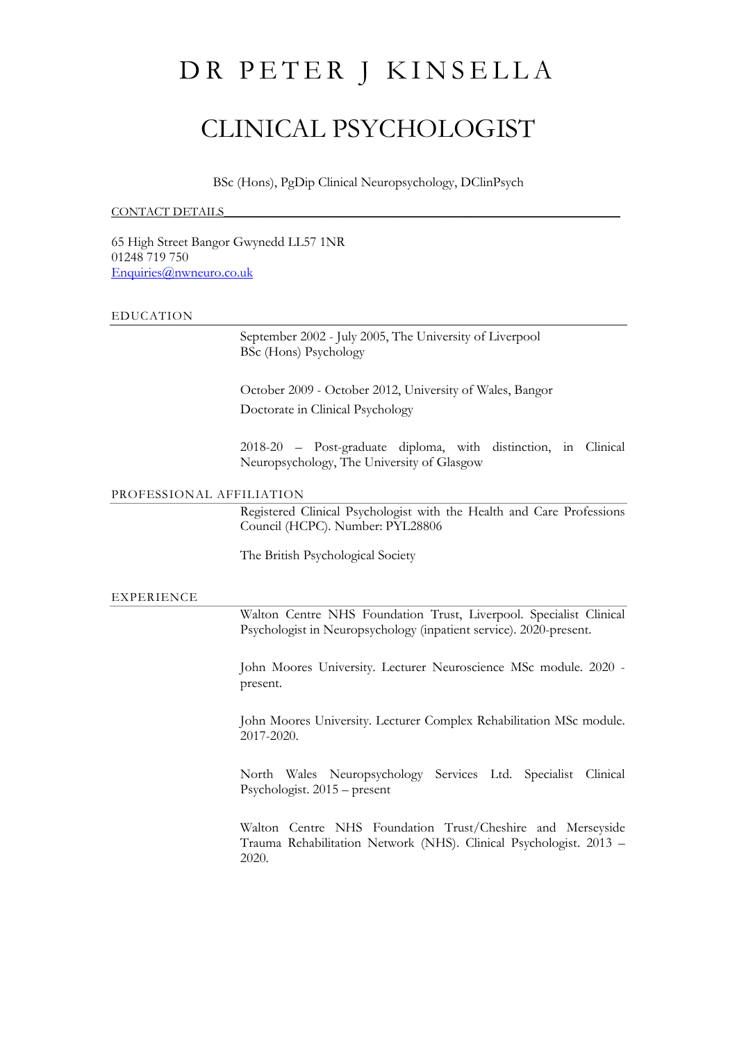# DR PETER J KINSELLA

# CLINICAL PSYCHOLOGIST

BSc (Hons), PgDip Clinical Neuropsychology, DClinPsych

## CONTACT DETAILS

65 High Street Bangor Gwynedd LL57 1NR
01248 719 750
[Enquiries@nwneuro.co.uk](mailto:Enquiries@nwneuro.co.uk)

## EDUCATION

September 2002 - July 2005, The University of Liverpool
BSc (Hons) Psychology

October 2009 - October 2012, University of Wales, Bangor
Doctorate in Clinical Psychology

2018-20 – Post-graduate diploma, with distinction, in Clinical Neuropsychology, The University of Glasgow

## PROFESSIONAL AFFILIATION

Registered Clinical Psychologist with the Health and Care Professions Council (HCPC). Number: PYL28806

The British Psychological Society

## EXPERIENCE

Walton Centre NHS Foundation Trust, Liverpool. Specialist Clinical Psychologist in Neuropsychology (inpatient service). 2020-present.

John Moores University. Lecturer Neuroscience MSc module. 2020 - present.

John Moores University. Lecturer Complex Rehabilitation MSc module. 2017-2020.

North Wales Neuropsychology Services Ltd. Specialist Clinical Psychologist. 2015 – present

Walton Centre NHS Foundation Trust/Cheshire and Merseyside Trauma Rehabilitation Network (NHS). Clinical Psychologist. 2013 – 2020.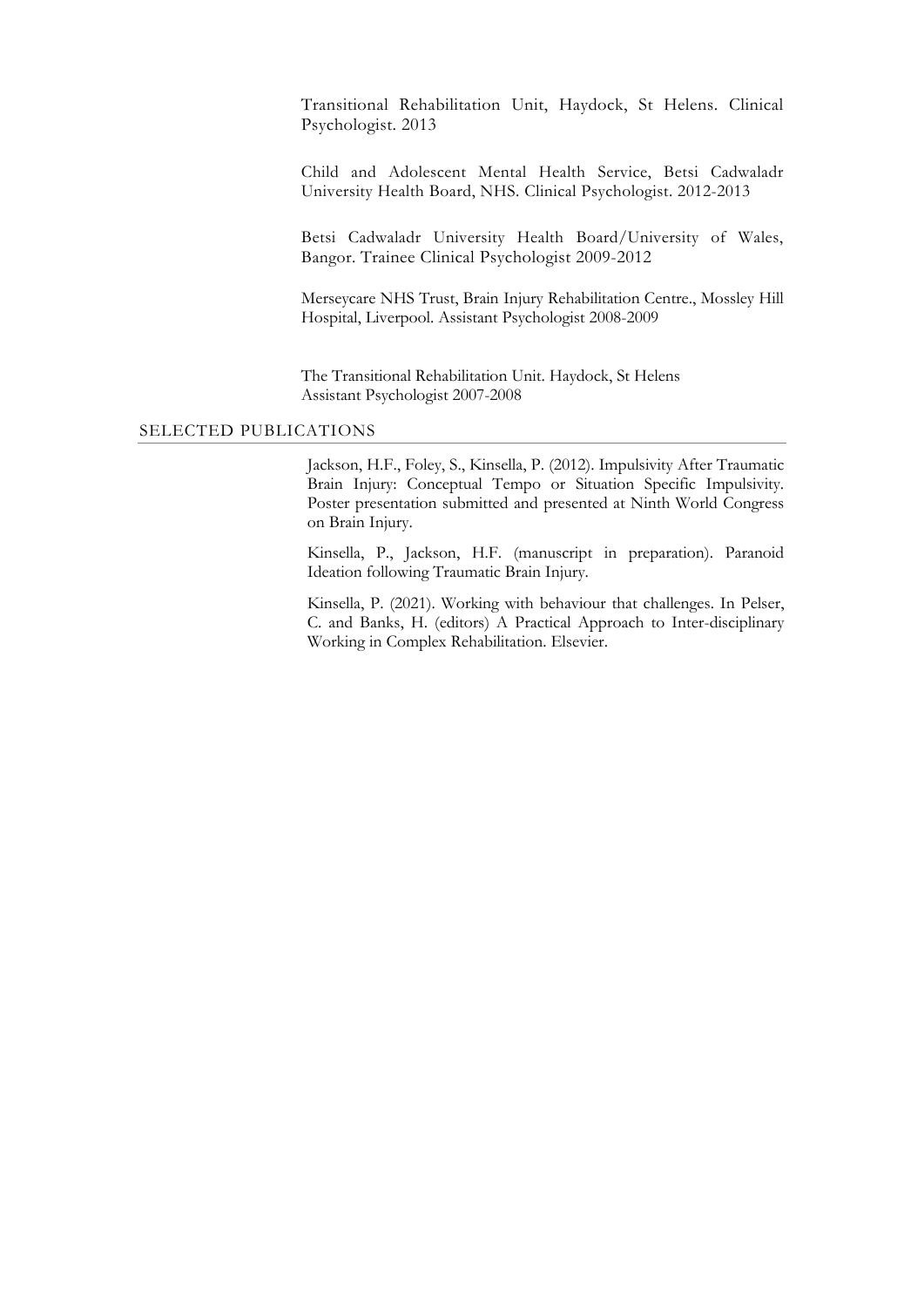Transitional Rehabilitation Unit, Haydock, St Helens. Clinical Psychologist. 2013

Child and Adolescent Mental Health Service, Betsi Cadwaladr University Health Board, NHS. Clinical Psychologist. 2012-2013

Betsi Cadwaladr University Health Board/University of Wales, Bangor. Trainee Clinical Psychologist 2009-2012

Merseycare NHS Trust, Brain Injury Rehabilitation Centre., Mossley Hill Hospital, Liverpool. Assistant Psychologist 2008-2009

The Transitional Rehabilitation Unit. Haydock, St Helens
Assistant Psychologist 2007-2008

## SELECTED PUBLICATIONS

Jackson, H.F., Foley, S., Kinsella, P. (2012). Impulsivity After Traumatic Brain Injury: Conceptual Tempo or Situation Specific Impulsivity. Poster presentation submitted and presented at Ninth World Congress on Brain Injury.

Kinsella, P., Jackson, H.F. (manuscript in preparation). Paranoid Ideation following Traumatic Brain Injury.

Kinsella, P. (2021). Working with behaviour that challenges. In Pelser, C. and Banks, H. (editors) A Practical Approach to Inter-disciplinary Working in Complex Rehabilitation. Elsevier.